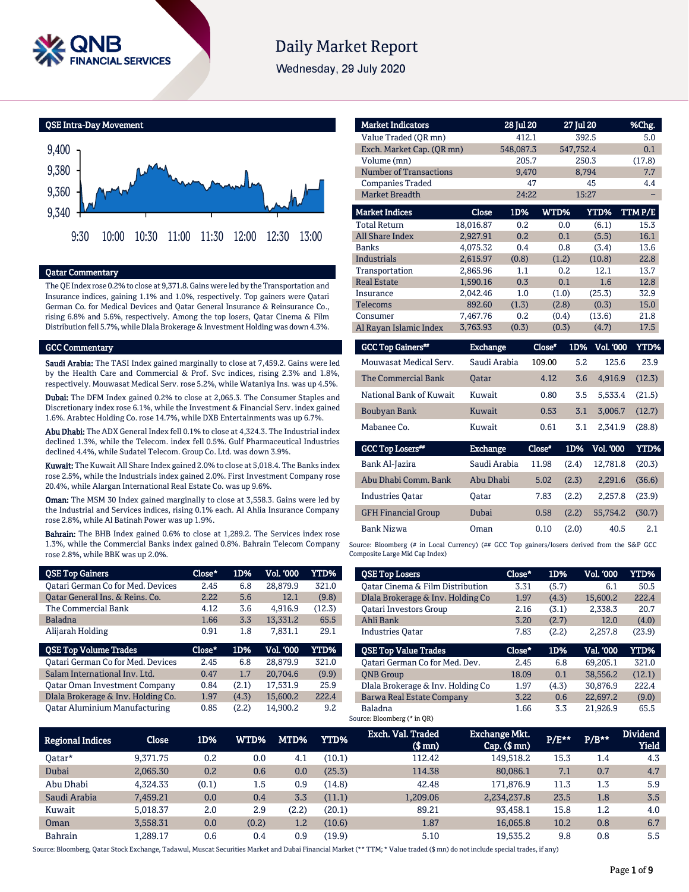# Daily Market Report

Wednesday, 29 July 2020

## QSE Intra-Day Movement

## Qatar Commentary

The QE Index rose 0.2% to close at 9,371.8. Gains were led by the Transportation and Insurance indices, gaining 1.1% and 1.0%, respectively. Top gainers were Qatari German Co. for Medical Devices and Qatar General Insurance & Reinsurance Co., rising 6.8% and 5.6%, respectively. Among the top losers, Qatar Cinema & Film Distribution fell 5.7%, while Dlala Brokerage & Investment Holding was down 4.3%.

## GCC Commentary

**Saudi Arabia:** The TASI Index gained marginally to close at 7,459.2. Gains were led by the Health Care and Commercial & Prof. Svc indices, rising 2.3% and 1.8%, respectively. Mouwasat Medical Serv. rose 5.2%, while Wataniya Ins. was up 4.5%.

**Dubai:** The DFM Index gained 0.2% to close at 2,065.3. The Consumer Staples and Discretionary index rose 6.1%, while the Investment & Financial Serv. index gained 1.6%. Arabtec Holding Co. rose 14.7%, while DXB Entertainments was up 6.7%.

**Abu Dhabi:** The ADX General Index fell 0.1% to close at 4,324.3. The Industrial index declined 1.3%, while the Telecom. index fell 0.5%. Gulf Pharmaceutical Industries declined 4.4%, while Sudatel Telecom. Group Co. Ltd. was down 3.9%.

**Kuwait:** The Kuwait All Share Index gained 2.0% to close at 5,018.4. The Banks index rose 2.5%, while the Industrials index gained 2.0%. First Investment Company rose 20.4%, while Alargan International Real Estate Co. was up 9.6%.

**Oman:** The MSM 30 Index gained marginally to close at 3,558.3. Gains were led by the Industrial and Services indices, rising 0.1% each. Al Ahlia Insurance Company rose 2.8%, while Al Batinah Power was up 1.9%.

**Bahrain:** The BHB Index gained 0.6% to close at 1,289.2. The Services index rose 1.3%, while the Commercial Banks index gained 0.8%. Bahrain Telecom Company rose 2.8%, while BBK was up 2.0%.

| Market Indicators | 28 Jul 20 | 27 Jul 20 | %Chg. |
|---|---|---|---|
| Value Traded (QR mn) | 412.1 | 392.5 | 5.0 |
| Exch. Market Cap. (QR mn) | 548,087.3 | 547,752.4 | 0.1 |
| Volume (mn) | 205.7 | 250.3 | (17.8) |
| Number of Transactions | 9,470 | 8,794 | 7.7 |
| Companies Traded | 47 | 45 | 4.4 |
| Market Breadth | 24:22 | 15:27 | – |

| Market Indices | Close | 1D% | WTD% | YTD% | TTM P/E |
|---|---|---|---|---|---|
| Total Return | 18,016.87 | 0.2 | 0.0 | (6.1) | 15.3 |
| All Share Index | 2,927.91 | 0.2 | 0.1 | (5.5) | 16.1 |
| Banks | 4,075.32 | 0.4 | 0.8 | (3.4) | 13.6 |
| Industrials | 2,615.97 | (0.8) | (1.2) | (10.8) | 22.8 |
| Transportation | 2,865.96 | 1.1 | 0.2 | 12.1 | 13.7 |
| Real Estate | 1,590.16 | 0.3 | 0.1 | 1.6 | 12.8 |
| Insurance | 2,042.46 | 1.0 | (1.0) | (25.3) | 32.9 |
| Telecoms | 892.60 | (1.3) | (2.8) | (0.3) | 15.0 |
| Consumer | 7,467.76 | 0.2 | (0.4) | (13.6) | 21.8 |
| Al Rayan Islamic Index | 3,763.93 | (0.3) | (0.3) | (4.7) | 17.5 |

| GCC Top Gainers## | Exchange | Close# | 1D% | Vol. '000 | YTD% |
|---|---|---|---|---|---|
| Mouwasat Medical Serv. | Saudi Arabia | 109.00 | 5.2 | 125.6 | 23.9 |
| The Commercial Bank | Qatar | 4.12 | 3.6 | 4,916.9 | (12.3) |
| National Bank of Kuwait | Kuwait | 0.80 | 3.5 | 5,533.4 | (21.5) |
| Boubyan Bank | Kuwait | 0.53 | 3.1 | 3,006.7 | (12.7) |
| Mabanee Co. | Kuwait | 0.61 | 3.1 | 2,341.9 | (28.8) |

| GCC Top Losers## | Exchange | Close# | 1D% | Vol. '000 | YTD% |
|---|---|---|---|---|---|
| Bank Al-Jazira | Saudi Arabia | 11.98 | (2.4) | 12,781.8 | (20.3) |
| Abu Dhabi Comm. Bank | Abu Dhabi | 5.02 | (2.3) | 2,291.6 | (36.6) |
| Industries Qatar | Qatar | 7.83 | (2.2) | 2,257.8 | (23.9) |
| GFH Financial Group | Dubai | 0.58 | (2.2) | 55,754.2 | (30.7) |
| Bank Nizwa | Oman | 0.10 | (2.0) | 40.5 | 2.1 |

Source: Bloomberg (# in Local Currency) (## GCC Top gainers/losers derived from the S&P GCC Composite Large Mid Cap Index)

| QSE Top Gainers | Close* | 1D% | Vol. '000 | YTD% |
|---|---|---|---|---|
| Qatari German Co for Med. Devices | 2.45 | 6.8 | 28,879.9 | 321.0 |
| Qatar General Ins. & Reins. Co. | 2.22 | 5.6 | 12.1 | (9.8) |
| The Commercial Bank | 4.12 | 3.6 | 4,916.9 | (12.3) |
| Baladna | 1.66 | 3.3 | 13,331.2 | 65.5 |
| Alijarah Holding | 0.91 | 1.8 | 7,831.1 | 29.1 |

| QSE Top Volume Trades | Close* | 1D% | Vol. '000 | YTD% |
|---|---|---|---|---|
| Qatari German Co for Med. Devices | 2.45 | 6.8 | 28,879.9 | 321.0 |
| Salam International Inv. Ltd. | 0.47 | 1.7 | 20,704.6 | (9.9) |
| Qatar Oman Investment Company | 0.84 | (2.1) | 17,531.9 | 25.9 |
| Dlala Brokerage & Inv. Holding Co. | 1.97 | (4.3) | 15,600.2 | 222.4 |
| Qatar Aluminium Manufacturing | 0.85 | (2.2) | 14,900.2 | 9.2 |

| QSE Top Losers | Close* | 1D% | Vol. '000 | YTD% |
|---|---|---|---|---|
| Qatar Cinema & Film Distribution | 3.31 | (5.7) | 6.1 | 50.5 |
| Dlala Brokerage & Inv. Holding Co | 1.97 | (4.3) | 15,600.2 | 222.4 |
| Qatari Investors Group | 2.16 | (3.1) | 2,338.3 | 20.7 |
| Ahli Bank | 3.20 | (2.7) | 12.0 | (4.0) |
| Industries Qatar | 7.83 | (2.2) | 2,257.8 | (23.9) |

| QSE Top Value Trades | Close* | 1D% | Val. '000 | YTD% |
|---|---|---|---|---|
| Qatari German Co for Med. Dev. | 2.45 | 6.8 | 69,205.1 | 321.0 |
| QNB Group | 18.09 | 0.1 | 38,556.2 | (12.1) |
| Dlala Brokerage & Inv. Holding Co | 1.97 | (4.3) | 30,876.9 | 222.4 |
| Barwa Real Estate Company | 3.22 | 0.6 | 22,697.2 | (9.0) |
| Baladna | 1.66 | 3.3 | 21,926.9 | 65.5 |

Source: Bloomberg (* in QR)

| Regional Indices | Close | 1D% | WTD% | MTD% | YTD% | Exch. Val. Traded ($ mn) | Exchange Mkt. Cap. ($ mn) | P/E** | P/B** | Dividend Yield |
|---|---|---|---|---|---|---|---|---|---|---|
| Qatar* | 9,371.75 | 0.2 | 0.0 | 4.1 | (10.1) | 112.42 | 149,518.2 | 15.3 | 1.4 | 4.3 |
| Dubai | 2,065.30 | 0.2 | 0.6 | 0.0 | (25.3) | 114.38 | 80,086.1 | 7.1 | 0.7 | 4.7 |
| Abu Dhabi | 4,324.33 | (0.1) | 1.5 | 0.9 | (14.8) | 42.48 | 171,876.9 | 11.3 | 1.3 | 5.9 |
| Saudi Arabia | 7,459.21 | 0.0 | 0.4 | 3.3 | (11.1) | 1,209.06 | 2,234,237.8 | 23.5 | 1.8 | 3.5 |
| Kuwait | 5,018.37 | 2.0 | 2.9 | (2.2) | (20.1) | 89.21 | 93,458.1 | 15.8 | 1.2 | 4.0 |
| Oman | 3,558.31 | 0.0 | (0.2) | 1.2 | (10.6) | 1.87 | 16,065.8 | 10.2 | 0.8 | 6.7 |
| Bahrain | 1,289.17 | 0.6 | 0.4 | 0.9 | (19.9) | 5.10 | 19,535.2 | 9.8 | 0.8 | 5.5 |

Source: Bloomberg, Qatar Stock Exchange, Tadawul, Muscat Securities Market and Dubai Financial Market (** TTM; * Value traded ($ mn) do not include special trades, if any)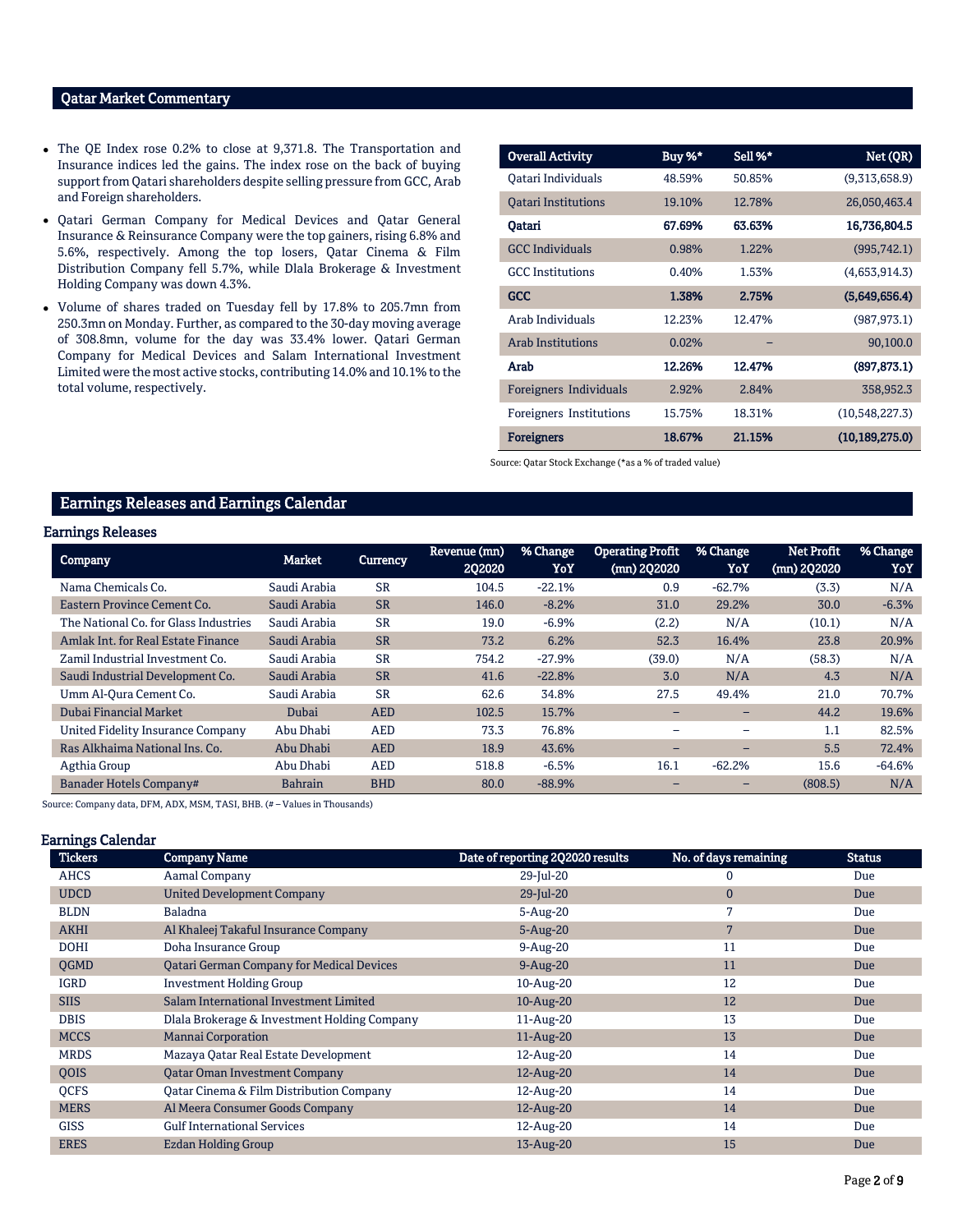## Qatar Market Commentary

- The QE Index rose 0.2% to close at 9,371.8. The Transportation and Insurance indices led the gains. The index rose on the back of buying support from Qatari shareholders despite selling pressure from GCC, Arab and Foreign shareholders.
- Qatari German Company for Medical Devices and Qatar General Insurance & Reinsurance Company were the top gainers, rising 6.8% and 5.6%, respectively. Among the top losers, Qatar Cinema & Film Distribution Company fell 5.7%, while Dlala Brokerage & Investment Holding Company was down 4.3%.
- Volume of shares traded on Tuesday fell by 17.8% to 205.7mn from 250.3mn on Monday. Further, as compared to the 30-day moving average of 308.8mn, volume for the day was 33.4% lower. Qatari German Company for Medical Devices and Salam International Investment Limited were the most active stocks, contributing 14.0% and 10.1% to the total volume, respectively.

| Overall Activity | Buy %* | Sell %* | Net (QR) |
|---|---|---|---|
| Qatari Individuals | 48.59% | 50.85% | (9,313,658.9) |
| Qatari Institutions | 19.10% | 12.78% | 26,050,463.4 |
| **Qatari** | **67.69%** | **63.63%** | **16,736,804.5** |
| GCC Individuals | 0.98% | 1.22% | (995,742.1) |
| GCC Institutions | 0.40% | 1.53% | (4,653,914.3) |
| **GCC** | **1.38%** | **2.75%** | **(5,649,656.4)** |
| Arab Individuals | 12.23% | 12.47% | (987,973.1) |
| Arab Institutions | 0.02% | – | 90,100.0 |
| **Arab** | **12.26%** | **12.47%** | **(897,873.1)** |
| Foreigners Individuals | 2.92% | 2.84% | 358,952.3 |
| Foreigners Institutions | 15.75% | 18.31% | (10,548,227.3) |
| **Foreigners** | **18.67%** | **21.15%** | **(10,189,275.0)** |

Source: Qatar Stock Exchange (*as a % of traded value)

## Earnings Releases and Earnings Calendar

### Earnings Releases

| Company | Market | Currency | Revenue (mn) 2Q2020 | % Change YoY | Operating Profit (mn) 2Q2020 | % Change YoY | Net Profit (mn) 2Q2020 | % Change YoY |
|---|---|---|---|---|---|---|---|---|
| Nama Chemicals Co. | Saudi Arabia | SR | 104.5 | -22.1% | 0.9 | -62.7% | (3.3) | N/A |
| Eastern Province Cement Co. | Saudi Arabia | SR | 146.0 | -8.2% | 31.0 | 29.2% | 30.0 | -6.3% |
| The National Co. for Glass Industries | Saudi Arabia | SR | 19.0 | -6.9% | (2.2) | N/A | (10.1) | N/A |
| Amlak Int. for Real Estate Finance | Saudi Arabia | SR | 73.2 | 6.2% | 52.3 | 16.4% | 23.8 | 20.9% |
| Zamil Industrial Investment Co. | Saudi Arabia | SR | 754.2 | -27.9% | (39.0) | N/A | (58.3) | N/A |
| Saudi Industrial Development Co. | Saudi Arabia | SR | 41.6 | -22.8% | 3.0 | N/A | 4.3 | N/A |
| Umm Al-Qura Cement Co. | Saudi Arabia | SR | 62.6 | 34.8% | 27.5 | 49.4% | 21.0 | 70.7% |
| Dubai Financial Market | Dubai | AED | 102.5 | 15.7% | – | – | 44.2 | 19.6% |
| United Fidelity Insurance Company | Abu Dhabi | AED | 73.3 | 76.8% | – | – | 1.1 | 82.5% |
| Ras Alkhaima National Ins. Co. | Abu Dhabi | AED | 18.9 | 43.6% | – | – | 5.5 | 72.4% |
| Agthia Group | Abu Dhabi | AED | 518.8 | -6.5% | 16.1 | -62.2% | 15.6 | -64.6% |
| Banader Hotels Company# | Bahrain | BHD | 80.0 | -88.9% | – | – | (808.5) | N/A |

Source: Company data, DFM, ADX, MSM, TASI, BHB. (# – Values in Thousands)

### Earnings Calendar

| Tickers | Company Name | Date of reporting 2Q2020 results | No. of days remaining | Status |
|---|---|---|---|---|
| AHCS | Aamal Company | 29-Jul-20 | 0 | Due |
| UDCD | United Development Company | 29-Jul-20 | 0 | Due |
| BLDN | Baladna | 5-Aug-20 | 7 | Due |
| AKHI | Al Khaleej Takaful Insurance Company | 5-Aug-20 | 7 | Due |
| DOHI | Doha Insurance Group | 9-Aug-20 | 11 | Due |
| QGMD | Qatari German Company for Medical Devices | 9-Aug-20 | 11 | Due |
| IGRD | Investment Holding Group | 10-Aug-20 | 12 | Due |
| SIIS | Salam International Investment Limited | 10-Aug-20 | 12 | Due |
| DBIS | Dlala Brokerage & Investment Holding Company | 11-Aug-20 | 13 | Due |
| MCCS | Mannai Corporation | 11-Aug-20 | 13 | Due |
| MRDS | Mazaya Qatar Real Estate Development | 12-Aug-20 | 14 | Due |
| QOIS | Qatar Oman Investment Company | 12-Aug-20 | 14 | Due |
| QCFS | Qatar Cinema & Film Distribution Company | 12-Aug-20 | 14 | Due |
| MERS | Al Meera Consumer Goods Company | 12-Aug-20 | 14 | Due |
| GISS | Gulf International Services | 12-Aug-20 | 14 | Due |
| ERES | Ezdan Holding Group | 13-Aug-20 | 15 | Due |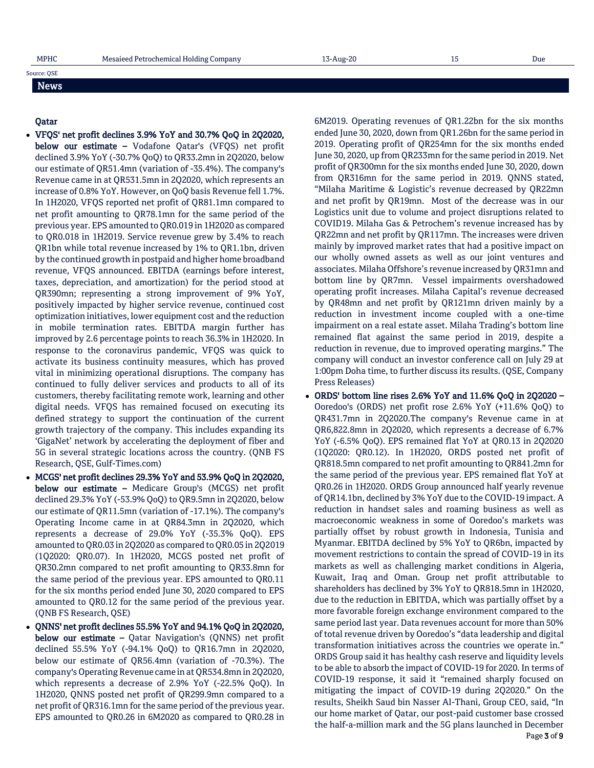| MPHC | Mesaieed Petrochemical Holding Company | 13-Aug-20 | 15 | Due |
|---|---|---|---|---|

Source: QSE

## News

### Qatar

- **VFQS' net profit declines 3.9% YoY and 30.7% QoQ in 2Q2020, below our estimate –** Vodafone Qatar's (VFQS) net profit declined 3.9% YoY (-30.7% QoQ) to QR33.2mn in 2Q2020, below our estimate of QR51.4mn (variation of -35.4%). The company's Revenue came in at QR531.5mn in 2Q2020, which represents an increase of 0.8% YoY. However, on QoQ basis Revenue fell 1.7%. In 1H2020, VFQS reported net profit of QR81.1mn compared to net profit amounting to QR78.1mn for the same period of the previous year. EPS amounted to QR0.019 in 1H2020 as compared to QR0.018 in 1H2019. Service revenue grew by 3.4% to reach QR1bn while total revenue increased by 1% to QR1.1bn, driven by the continued growth in postpaid and higher home broadband revenue, VFQS announced. EBITDA (earnings before interest, taxes, depreciation, and amortization) for the period stood at QR390mn; representing a strong improvement of 9% YoY, positively impacted by higher service revenue, continued cost optimization initiatives, lower equipment cost and the reduction in mobile termination rates. EBITDA margin further has improved by 2.6 percentage points to reach 36.3% in 1H2020. In response to the coronavirus pandemic, VFQS was quick to activate its business continuity measures, which has proved vital in minimizing operational disruptions. The company has continued to fully deliver services and products to all of its customers, thereby facilitating remote work, learning and other digital needs. VFQS has remained focused on executing its defined strategy to support the continuation of the current growth trajectory of the company. This includes expanding its 'GigaNet' network by accelerating the deployment of fiber and 5G in several strategic locations across the country. (QNB FS Research, QSE, Gulf-Times.com)
- **MCGS' net profit declines 29.3% YoY and 53.9% QoQ in 2Q2020, below our estimate –** Medicare Group's (MCGS) net profit declined 29.3% YoY (-53.9% QoQ) to QR9.5mn in 2Q2020, below our estimate of QR11.5mn (variation of -17.1%). The company's Operating Income came in at QR84.3mn in 2Q2020, which represents a decrease of 29.0% YoY (-35.3% QoQ). EPS amounted to QR0.03 in 2Q2020 as compared to QR0.05 in 2Q2019 (1Q2020: QR0.07). In 1H2020, MCGS posted net profit of QR30.2mn compared to net profit amounting to QR33.8mn for the same period of the previous year. EPS amounted to QR0.11 for the six months period ended June 30, 2020 compared to EPS amounted to QR0.12 for the same period of the previous year. (QNB FS Research, QSE)
- **QNNS' net profit declines 55.5% YoY and 94.1% QoQ in 2Q2020, below our estimate –** Qatar Navigation's (QNNS) net profit declined 55.5% YoY (-94.1% QoQ) to QR16.7mn in 2Q2020, below our estimate of QR56.4mn (variation of -70.3%). The company's Operating Revenue came in at QR534.8mn in 2Q2020, which represents a decrease of 2.9% YoY (-22.5% QoQ). In 1H2020, QNNS posted net profit of QR299.9mn compared to a net profit of QR316.1mn for the same period of the previous year. EPS amounted to QR0.26 in 6M2020 as compared to QR0.28 in 6M2019. Operating revenues of QR1.22bn for the six months ended June 30, 2020, down from QR1.26bn for the same period in 2019. Operating profit of QR254mn for the six months ended June 30, 2020, up from QR233mn for the same period in 2019. Net profit of QR300mn for the six months ended June 30, 2020, down from QR316mn for the same period in 2019. QNNS stated, "Milaha Maritime & Logistic's revenue decreased by QR22mn and net profit by QR19mn. Most of the decrease was in our Logistics unit due to volume and project disruptions related to COVID19. Milaha Gas & Petrochem's revenue increased has by QR22mn and net profit by QR117mn. The increases were driven mainly by improved market rates that had a positive impact on our wholly owned assets as well as our joint ventures and associates. Milaha Offshore's revenue increased by QR31mn and bottom line by QR7mn. Vessel impairments overshadowed operating profit increases. Milaha Capital's revenue decreased by QR48mn and net profit by QR121mn driven mainly by a reduction in investment income coupled with a one-time impairment on a real estate asset. Milaha Trading's bottom line remained flat against the same period in 2019, despite a reduction in revenue, due to improved operating margins." The company will conduct an investor conference call on July 29 at 1:00pm Doha time, to further discuss its results. (QSE, Company Press Releases)
- **ORDS' bottom line rises 2.6% YoY and 11.6% QoQ in 2Q2020 –** Ooredoo's (ORDS) net profit rose 2.6% YoY (+11.6% QoQ) to QR431.7mn in 2Q2020.The company's Revenue came in at QR6,822.8mn in 2Q2020, which represents a decrease of 6.7% YoY (-6.5% QoQ). EPS remained flat YoY at QR0.13 in 2Q2020 (1Q2020: QR0.12). In 1H2020, ORDS posted net profit of QR818.5mn compared to net profit amounting to QR841.2mn for the same period of the previous year. EPS remained flat YoY at QR0.26 in 1H2020. ORDS Group announced half yearly revenue of QR14.1bn, declined by 3% YoY due to the COVID-19 impact. A reduction in handset sales and roaming business as well as macroeconomic weakness in some of Ooredoo's markets was partially offset by robust growth in Indonesia, Tunisia and Myanmar. EBITDA declined by 5% YoY to QR6bn, impacted by movement restrictions to contain the spread of COVID-19 in its markets as well as challenging market conditions in Algeria, Kuwait, Iraq and Oman. Group net profit attributable to shareholders has declined by 3% YoY to QR818.5mn in 1H2020, due to the reduction in EBITDA, which was partially offset by a more favorable foreign exchange environment compared to the same period last year. Data revenues account for more than 50% of total revenue driven by Ooredoo's "data leadership and digital transformation initiatives across the countries we operate in." ORDS Group said it has healthy cash reserve and liquidity levels to be able to absorb the impact of COVID-19 for 2020. In terms of COVID-19 response, it said it "remained sharply focused on mitigating the impact of COVID-19 during 2Q2020." On the results, Sheikh Saud bin Nasser Al-Thani, Group CEO, said, "In our home market of Qatar, our post-paid customer base crossed the half-a-million mark and the 5G plans launched in December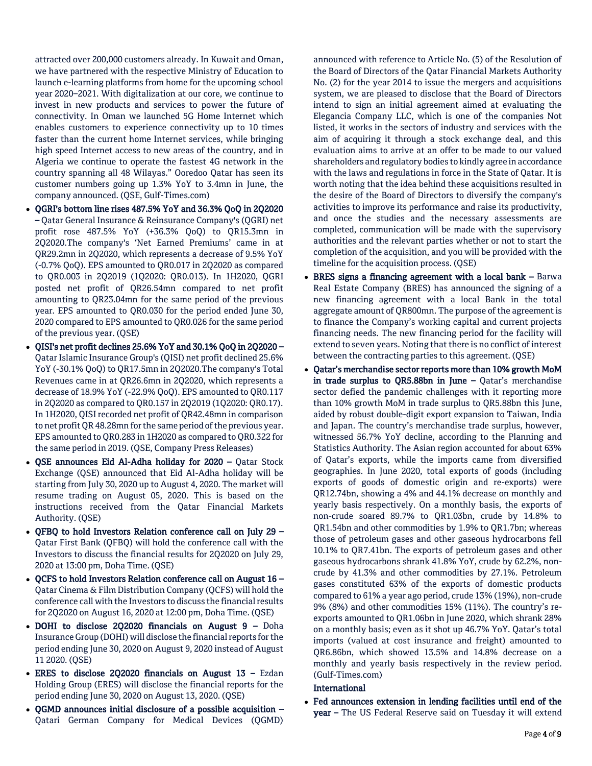attracted over 200,000 customers already. In Kuwait and Oman, we have partnered with the respective Ministry of Education to launch e-learning platforms from home for the upcoming school year 2020–2021. With digitalization at our core, we continue to invest in new products and services to power the future of connectivity. In Oman we launched 5G Home Internet which enables customers to experience connectivity up to 10 times faster than the current home Internet services, while bringing high speed Internet access to new areas of the country, and in Algeria we continue to operate the fastest 4G network in the country spanning all 48 Wilayas." Ooredoo Qatar has seen its customer numbers going up 1.3% YoY to 3.4mn in June, the company announced. (QSE, Gulf-Times.com)

- **QGRI's bottom line rises 487.5% YoY and 36.3% QoQ in 2Q2020 –** Qatar General Insurance & Reinsurance Company's (QGRI) net profit rose 487.5% YoY (+36.3% QoQ) to QR15.3mn in 2Q2020.The company's 'Net Earned Premiums' came in at QR29.2mn in 2Q2020, which represents a decrease of 9.5% YoY (-0.7% QoQ). EPS amounted to QR0.017 in 2Q2020 as compared to QR0.003 in 2Q2019 (1Q2020: QR0.013). In 1H2020, QGRI posted net profit of QR26.54mn compared to net profit amounting to QR23.04mn for the same period of the previous year. EPS amounted to QR0.030 for the period ended June 30, 2020 compared to EPS amounted to QR0.026 for the same period of the previous year. (QSE)
- **QISI's net profit declines 25.6% YoY and 30.1% QoQ in 2Q2020 –** Qatar Islamic Insurance Group's (QISI) net profit declined 25.6% YoY (-30.1% QoQ) to QR17.5mn in 2Q2020.The company's Total Revenues came in at QR26.6mn in 2Q2020, which represents a decrease of 18.9% YoY (-22.9% QoQ). EPS amounted to QR0.117 in 2Q2020 as compared to QR0.157 in 2Q2019 (1Q2020: QR0.17). In 1H2020, QISI recorded net profit of QR42.48mn in comparison to net profit QR 48.28mn for the same period of the previous year. EPS amounted to QR0.283 in 1H2020 as compared to QR0.322 for the same period in 2019. (QSE, Company Press Releases)
- **QSE announces Eid Al-Adha holiday for 2020 –** Qatar Stock Exchange (QSE) announced that Eid Al-Adha holiday will be starting from July 30, 2020 up to August 4, 2020. The market will resume trading on August 05, 2020. This is based on the instructions received from the Qatar Financial Markets Authority. (QSE)
- **QFBQ to hold Investors Relation conference call on July 29 –** Qatar First Bank (QFBQ) will hold the conference call with the Investors to discuss the financial results for 2Q2020 on July 29, 2020 at 13:00 pm, Doha Time. (QSE)
- **QCFS to hold Investors Relation conference call on August 16 –** Qatar Cinema & Film Distribution Company (QCFS) will hold the conference call with the Investors to discuss the financial results for 2Q2020 on August 16, 2020 at 12:00 pm, Doha Time. (QSE)
- **DOHI to disclose 2Q2020 financials on August 9 –** Doha Insurance Group (DOHI) will disclose the financial reports for the period ending June 30, 2020 on August 9, 2020 instead of August 11 2020. (QSE)
- **ERES to disclose 2Q2020 financials on August 13 –** Ezdan Holding Group (ERES) will disclose the financial reports for the period ending June 30, 2020 on August 13, 2020. (QSE)
- **QGMD announces initial disclosure of a possible acquisition –** Qatari German Company for Medical Devices (QGMD) announced with reference to Article No. (5) of the Resolution of the Board of Directors of the Qatar Financial Markets Authority No. (2) for the year 2014 to issue the mergers and acquisitions system, we are pleased to disclose that the Board of Directors intend to sign an initial agreement aimed at evaluating the Elegancia Company LLC, which is one of the companies Not listed, it works in the sectors of industry and services with the aim of acquiring it through a stock exchange deal, and this evaluation aims to arrive at an offer to be made to our valued shareholders and regulatory bodies to kindly agree in accordance with the laws and regulations in force in the State of Qatar. It is worth noting that the idea behind these acquisitions resulted in the desire of the Board of Directors to diversify the company's activities to improve its performance and raise its productivity, and once the studies and the necessary assessments are completed, communication will be made with the supervisory authorities and the relevant parties whether or not to start the completion of the acquisition, and you will be provided with the timeline for the acquisition process. (QSE)
- **BRES signs a financing agreement with a local bank –** Barwa Real Estate Company (BRES) has announced the signing of a new financing agreement with a local Bank in the total aggregate amount of QR800mn. The purpose of the agreement is to finance the Company's working capital and current projects financing needs. The new financing period for the facility will extend to seven years. Noting that there is no conflict of interest between the contracting parties to this agreement. (QSE)
- **Qatar's merchandise sector reports more than 10% growth MoM in trade surplus to QR5.88bn in June –** Qatar's merchandise sector defied the pandemic challenges with it reporting more than 10% growth MoM in trade surplus to QR5.88bn this June, aided by robust double-digit export expansion to Taiwan, India and Japan. The country's merchandise trade surplus, however, witnessed 56.7% YoY decline, according to the Planning and Statistics Authority. The Asian region accounted for about 63% of Qatar's exports, while the imports came from diversified geographies. In June 2020, total exports of goods (including exports of goods of domestic origin and re-exports) were QR12.74bn, showing a 4% and 44.1% decrease on monthly and yearly basis respectively. On a monthly basis, the exports of non-crude soared 89.7% to QR1.03bn, crude by 14.8% to QR1.54bn and other commodities by 1.9% to QR1.7bn; whereas those of petroleum gases and other gaseous hydrocarbons fell 10.1% to QR7.41bn. The exports of petroleum gases and other gaseous hydrocarbons shrank 41.8% YoY, crude by 62.2%, non-crude by 41.3% and other commodities by 27.1%. Petroleum gases constituted 63% of the exports of domestic products compared to 61% a year ago period, crude 13% (19%), non-crude 9% (8%) and other commodities 15% (11%). The country's re-exports amounted to QR1.06bn in June 2020, which shrank 28% on a monthly basis; even as it shot up 46.7% YoY. Qatar's total imports (valued at cost insurance and freight) amounted to QR6.86bn, which showed 13.5% and 14.8% decrease on a monthly and yearly basis respectively in the review period. (Gulf-Times.com)

### International

- **Fed announces extension in lending facilities until end of the year –** The US Federal Reserve said on Tuesday it will extend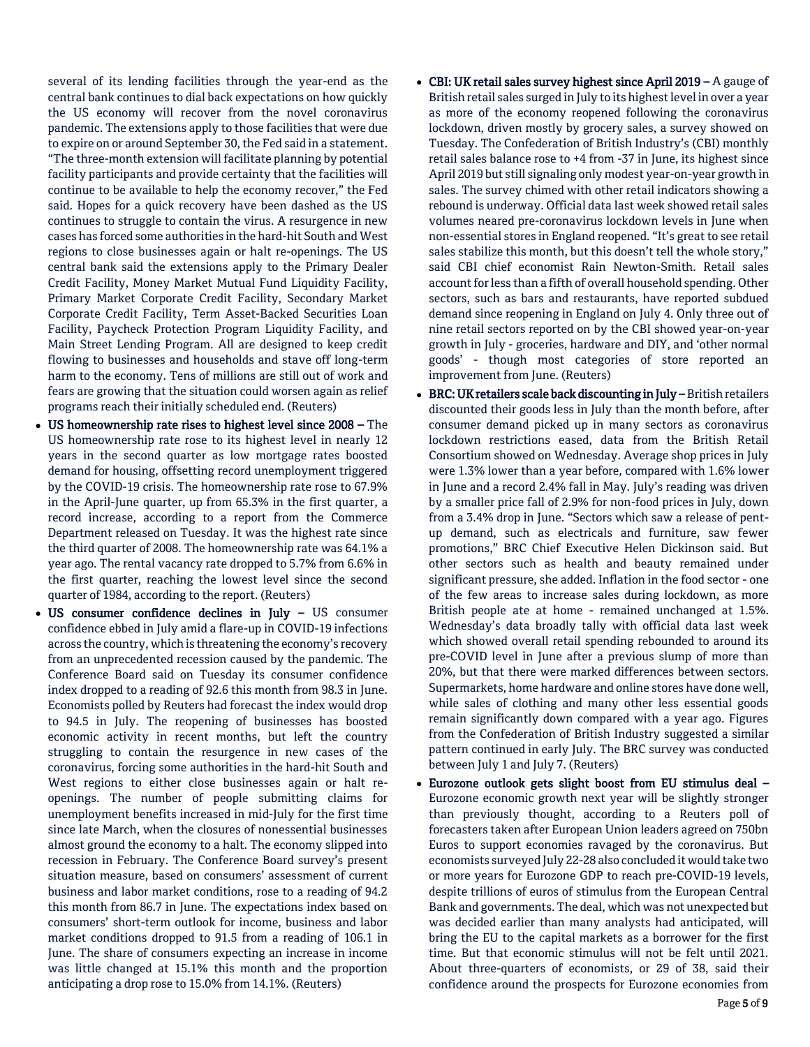several of its lending facilities through the year-end as the central bank continues to dial back expectations on how quickly the US economy will recover from the novel coronavirus pandemic. The extensions apply to those facilities that were due to expire on or around September 30, the Fed said in a statement. "The three-month extension will facilitate planning by potential facility participants and provide certainty that the facilities will continue to be available to help the economy recover," the Fed said. Hopes for a quick recovery have been dashed as the US continues to struggle to contain the virus. A resurgence in new cases has forced some authorities in the hard-hit South and West regions to close businesses again or halt re-openings. The US central bank said the extensions apply to the Primary Dealer Credit Facility, Money Market Mutual Fund Liquidity Facility, Primary Market Corporate Credit Facility, Secondary Market Corporate Credit Facility, Term Asset-Backed Securities Loan Facility, Paycheck Protection Program Liquidity Facility, and Main Street Lending Program. All are designed to keep credit flowing to businesses and households and stave off long-term harm to the economy. Tens of millions are still out of work and fears are growing that the situation could worsen again as relief programs reach their initially scheduled end. (Reuters)

- **US homeownership rate rises to highest level since 2008 –** The US homeownership rate rose to its highest level in nearly 12 years in the second quarter as low mortgage rates boosted demand for housing, offsetting record unemployment triggered by the COVID-19 crisis. The homeownership rate rose to 67.9% in the April-June quarter, up from 65.3% in the first quarter, a record increase, according to a report from the Commerce Department released on Tuesday. It was the highest rate since the third quarter of 2008. The homeownership rate was 64.1% a year ago. The rental vacancy rate dropped to 5.7% from 6.6% in the first quarter, reaching the lowest level since the second quarter of 1984, according to the report. (Reuters)
- **US consumer confidence declines in July –** US consumer confidence ebbed in July amid a flare-up in COVID-19 infections across the country, which is threatening the economy's recovery from an unprecedented recession caused by the pandemic. The Conference Board said on Tuesday its consumer confidence index dropped to a reading of 92.6 this month from 98.3 in June. Economists polled by Reuters had forecast the index would drop to 94.5 in July. The reopening of businesses has boosted economic activity in recent months, but left the country struggling to contain the resurgence in new cases of the coronavirus, forcing some authorities in the hard-hit South and West regions to either close businesses again or halt re-openings. The number of people submitting claims for unemployment benefits increased in mid-July for the first time since late March, when the closures of nonessential businesses almost ground the economy to a halt. The economy slipped into recession in February. The Conference Board survey's present situation measure, based on consumers' assessment of current business and labor market conditions, rose to a reading of 94.2 this month from 86.7 in June. The expectations index based on consumers' short-term outlook for income, business and labor market conditions dropped to 91.5 from a reading of 106.1 in June. The share of consumers expecting an increase in income was little changed at 15.1% this month and the proportion anticipating a drop rose to 15.0% from 14.1%. (Reuters)
- **CBI: UK retail sales survey highest since April 2019 –** A gauge of British retail sales surged in July to its highest level in over a year as more of the economy reopened following the coronavirus lockdown, driven mostly by grocery sales, a survey showed on Tuesday. The Confederation of British Industry's (CBI) monthly retail sales balance rose to +4 from -37 in June, its highest since April 2019 but still signaling only modest year-on-year growth in sales. The survey chimed with other retail indicators showing a rebound is underway. Official data last week showed retail sales volumes neared pre-coronavirus lockdown levels in June when non-essential stores in England reopened. "It's great to see retail sales stabilize this month, but this doesn't tell the whole story," said CBI chief economist Rain Newton-Smith. Retail sales account for less than a fifth of overall household spending. Other sectors, such as bars and restaurants, have reported subdued demand since reopening in England on July 4. Only three out of nine retail sectors reported on by the CBI showed year-on-year growth in July - groceries, hardware and DIY, and 'other normal goods' - though most categories of store reported an improvement from June. (Reuters)
- **BRC: UK retailers scale back discounting in July –** British retailers discounted their goods less in July than the month before, after consumer demand picked up in many sectors as coronavirus lockdown restrictions eased, data from the British Retail Consortium showed on Wednesday. Average shop prices in July were 1.3% lower than a year before, compared with 1.6% lower in June and a record 2.4% fall in May. July's reading was driven by a smaller price fall of 2.9% for non-food prices in July, down from a 3.4% drop in June. "Sectors which saw a release of pent-up demand, such as electricals and furniture, saw fewer promotions," BRC Chief Executive Helen Dickinson said. But other sectors such as health and beauty remained under significant pressure, she added. Inflation in the food sector - one of the few areas to increase sales during lockdown, as more British people ate at home - remained unchanged at 1.5%. Wednesday's data broadly tally with official data last week which showed overall retail spending rebounded to around its pre-COVID level in June after a previous slump of more than 20%, but that there were marked differences between sectors. Supermarkets, home hardware and online stores have done well, while sales of clothing and many other less essential goods remain significantly down compared with a year ago. Figures from the Confederation of British Industry suggested a similar pattern continued in early July. The BRC survey was conducted between July 1 and July 7. (Reuters)
- **Eurozone outlook gets slight boost from EU stimulus deal –** Eurozone economic growth next year will be slightly stronger than previously thought, according to a Reuters poll of forecasters taken after European Union leaders agreed on 750bn Euros to support economies ravaged by the coronavirus. But economists surveyed July 22-28 also concluded it would take two or more years for Eurozone GDP to reach pre-COVID-19 levels, despite trillions of euros of stimulus from the European Central Bank and governments. The deal, which was not unexpected but was decided earlier than many analysts had anticipated, will bring the EU to the capital markets as a borrower for the first time. But that economic stimulus will not be felt until 2021. About three-quarters of economists, or 29 of 38, said their confidence around the prospects for Eurozone economies from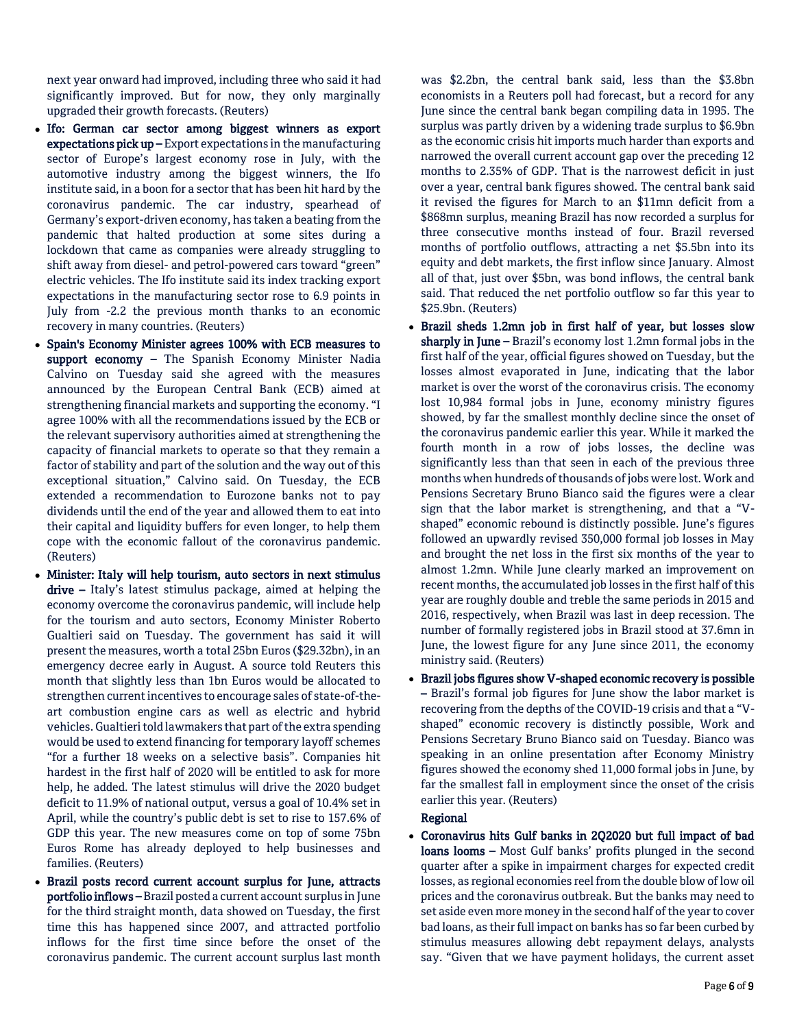next year onward had improved, including three who said it had significantly improved. But for now, they only marginally upgraded their growth forecasts. (Reuters)

- **Ifo: German car sector among biggest winners as export expectations pick up –** Export expectations in the manufacturing sector of Europe's largest economy rose in July, with the automotive industry among the biggest winners, the Ifo institute said, in a boon for a sector that has been hit hard by the coronavirus pandemic. The car industry, spearhead of Germany's export-driven economy, has taken a beating from the pandemic that halted production at some sites during a lockdown that came as companies were already struggling to shift away from diesel- and petrol-powered cars toward "green" electric vehicles. The Ifo institute said its index tracking export expectations in the manufacturing sector rose to 6.9 points in July from -2.2 the previous month thanks to an economic recovery in many countries. (Reuters)
- **Spain's Economy Minister agrees 100% with ECB measures to support economy –** The Spanish Economy Minister Nadia Calvino on Tuesday said she agreed with the measures announced by the European Central Bank (ECB) aimed at strengthening financial markets and supporting the economy. "I agree 100% with all the recommendations issued by the ECB or the relevant supervisory authorities aimed at strengthening the capacity of financial markets to operate so that they remain a factor of stability and part of the solution and the way out of this exceptional situation," Calvino said. On Tuesday, the ECB extended a recommendation to Eurozone banks not to pay dividends until the end of the year and allowed them to eat into their capital and liquidity buffers for even longer, to help them cope with the economic fallout of the coronavirus pandemic. (Reuters)
- **Minister: Italy will help tourism, auto sectors in next stimulus drive –** Italy's latest stimulus package, aimed at helping the economy overcome the coronavirus pandemic, will include help for the tourism and auto sectors, Economy Minister Roberto Gualtieri said on Tuesday. The government has said it will present the measures, worth a total 25bn Euros ($29.32bn), in an emergency decree early in August. A source told Reuters this month that slightly less than 1bn Euros would be allocated to strengthen current incentives to encourage sales of state-of-the-art combustion engine cars as well as electric and hybrid vehicles. Gualtieri told lawmakers that part of the extra spending would be used to extend financing for temporary layoff schemes "for a further 18 weeks on a selective basis". Companies hit hardest in the first half of 2020 will be entitled to ask for more help, he added. The latest stimulus will drive the 2020 budget deficit to 11.9% of national output, versus a goal of 10.4% set in April, while the country's public debt is set to rise to 157.6% of GDP this year. The new measures come on top of some 75bn Euros Rome has already deployed to help businesses and families. (Reuters)
- **Brazil posts record current account surplus for June, attracts portfolio inflows –** Brazil posted a current account surplus in June for the third straight month, data showed on Tuesday, the first time this has happened since 2007, and attracted portfolio inflows for the first time since before the onset of the coronavirus pandemic. The current account surplus last month was $2.2bn, the central bank said, less than the $3.8bn economists in a Reuters poll had forecast, but a record for any June since the central bank began compiling data in 1995. The surplus was partly driven by a widening trade surplus to $6.9bn as the economic crisis hit imports much harder than exports and narrowed the overall current account gap over the preceding 12 months to 2.35% of GDP. That is the narrowest deficit in just over a year, central bank figures showed. The central bank said it revised the figures for March to an $11mn deficit from a $868mn surplus, meaning Brazil has now recorded a surplus for three consecutive months instead of four. Brazil reversed months of portfolio outflows, attracting a net $5.5bn into its equity and debt markets, the first inflow since January. Almost all of that, just over $5bn, was bond inflows, the central bank said. That reduced the net portfolio outflow so far this year to $25.9bn. (Reuters)
- **Brazil sheds 1.2mn job in first half of year, but losses slow sharply in June –** Brazil's economy lost 1.2mn formal jobs in the first half of the year, official figures showed on Tuesday, but the losses almost evaporated in June, indicating that the labor market is over the worst of the coronavirus crisis. The economy lost 10,984 formal jobs in June, economy ministry figures showed, by far the smallest monthly decline since the onset of the coronavirus pandemic earlier this year. While it marked the fourth month in a row of jobs losses, the decline was significantly less than that seen in each of the previous three months when hundreds of thousands of jobs were lost. Work and Pensions Secretary Bruno Bianco said the figures were a clear sign that the labor market is strengthening, and that a "V-shaped" economic rebound is distinctly possible. June's figures followed an upwardly revised 350,000 formal job losses in May and brought the net loss in the first six months of the year to almost 1.2mn. While June clearly marked an improvement on recent months, the accumulated job losses in the first half of this year are roughly double and treble the same periods in 2015 and 2016, respectively, when Brazil was last in deep recession. The number of formally registered jobs in Brazil stood at 37.6mn in June, the lowest figure for any June since 2011, the economy ministry said. (Reuters)
- **Brazil jobs figures show V-shaped economic recovery is possible –** Brazil's formal job figures for June show the labor market is recovering from the depths of the COVID-19 crisis and that a "V-shaped" economic recovery is distinctly possible, Work and Pensions Secretary Bruno Bianco said on Tuesday. Bianco was speaking in an online presentation after Economy Ministry figures showed the economy shed 11,000 formal jobs in June, by far the smallest fall in employment since the onset of the crisis earlier this year. (Reuters)

**Regional**

- **Coronavirus hits Gulf banks in 2Q2020 but full impact of bad loans looms –** Most Gulf banks' profits plunged in the second quarter after a spike in impairment charges for expected credit losses, as regional economies reel from the double blow of low oil prices and the coronavirus outbreak. But the banks may need to set aside even more money in the second half of the year to cover bad loans, as their full impact on banks has so far been curbed by stimulus measures allowing debt repayment delays, analysts say. "Given that we have payment holidays, the current asset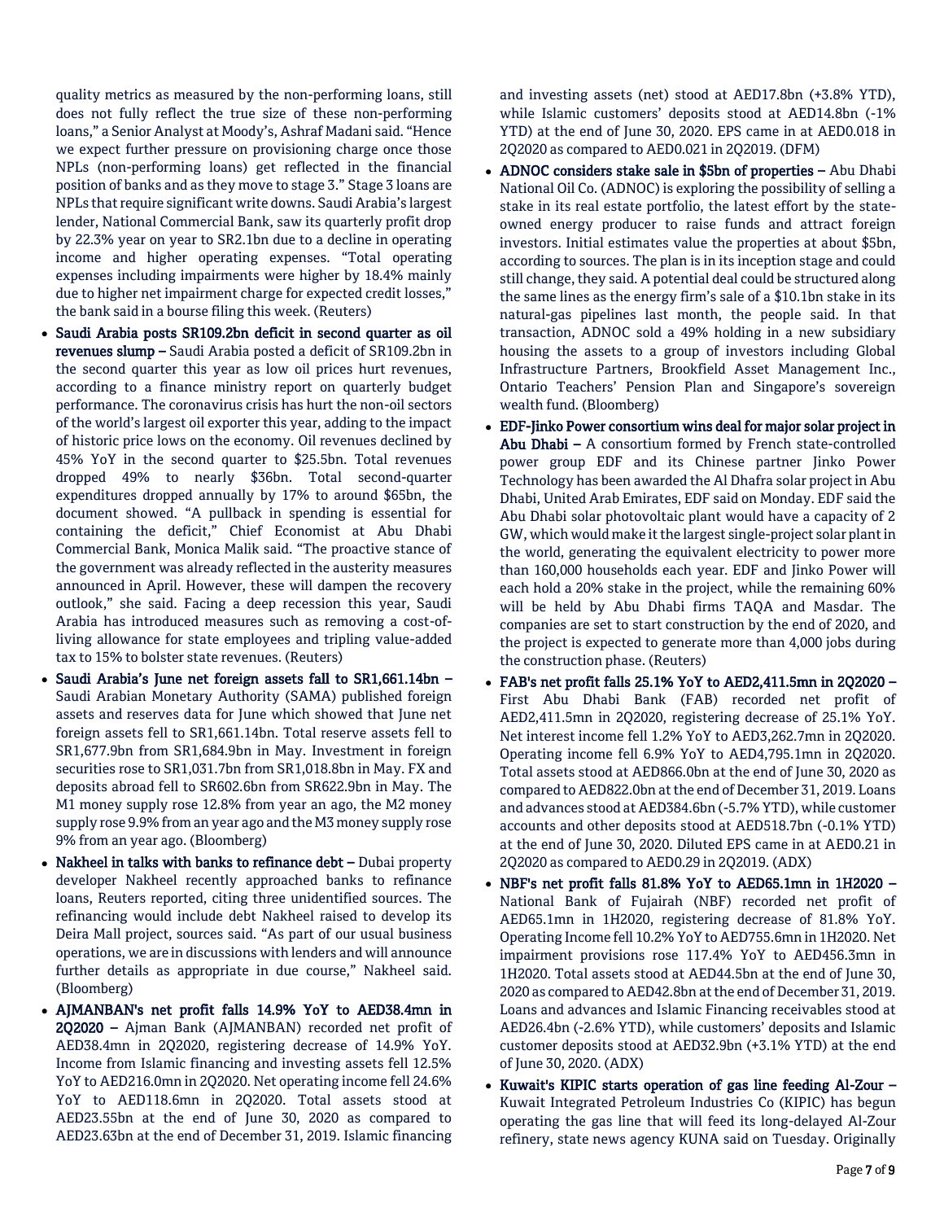quality metrics as measured by the non-performing loans, still does not fully reflect the true size of these non-performing loans," a Senior Analyst at Moody's, Ashraf Madani said. "Hence we expect further pressure on provisioning charge once those NPLs (non-performing loans) get reflected in the financial position of banks and as they move to stage 3." Stage 3 loans are NPLs that require significant write downs. Saudi Arabia's largest lender, National Commercial Bank, saw its quarterly profit drop by 22.3% year on year to SR2.1bn due to a decline in operating income and higher operating expenses. "Total operating expenses including impairments were higher by 18.4% mainly due to higher net impairment charge for expected credit losses," the bank said in a bourse filing this week. (Reuters)

- **Saudi Arabia posts SR109.2bn deficit in second quarter as oil revenues slump –** Saudi Arabia posted a deficit of SR109.2bn in the second quarter this year as low oil prices hurt revenues, according to a finance ministry report on quarterly budget performance. The coronavirus crisis has hurt the non-oil sectors of the world's largest oil exporter this year, adding to the impact of historic price lows on the economy. Oil revenues declined by 45% YoY in the second quarter to $25.5bn. Total revenues dropped 49% to nearly $36bn. Total second-quarter expenditures dropped annually by 17% to around $65bn, the document showed. "A pullback in spending is essential for containing the deficit," Chief Economist at Abu Dhabi Commercial Bank, Monica Malik said. "The proactive stance of the government was already reflected in the austerity measures announced in April. However, these will dampen the recovery outlook," she said. Facing a deep recession this year, Saudi Arabia has introduced measures such as removing a cost-of-living allowance for state employees and tripling value-added tax to 15% to bolster state revenues. (Reuters)
- **Saudi Arabia's June net foreign assets fall to SR1,661.14bn –** Saudi Arabian Monetary Authority (SAMA) published foreign assets and reserves data for June which showed that June net foreign assets fell to SR1,661.14bn. Total reserve assets fell to SR1,677.9bn from SR1,684.9bn in May. Investment in foreign securities rose to SR1,031.7bn from SR1,018.8bn in May. FX and deposits abroad fell to SR602.6bn from SR622.9bn in May. The M1 money supply rose 12.8% from year an ago, the M2 money supply rose 9.9% from an year ago and the M3 money supply rose 9% from an year ago. (Bloomberg)
- **Nakheel in talks with banks to refinance debt –** Dubai property developer Nakheel recently approached banks to refinance loans, Reuters reported, citing three unidentified sources. The refinancing would include debt Nakheel raised to develop its Deira Mall project, sources said. "As part of our usual business operations, we are in discussions with lenders and will announce further details as appropriate in due course," Nakheel said. (Bloomberg)
- **AJMANBAN's net profit falls 14.9% YoY to AED38.4mn in 2Q2020 –** Ajman Bank (AJMANBAN) recorded net profit of AED38.4mn in 2Q2020, registering decrease of 14.9% YoY. Income from Islamic financing and investing assets fell 12.5% YoY to AED216.0mn in 2Q2020. Net operating income fell 24.6% YoY to AED118.6mn in 2Q2020. Total assets stood at AED23.55bn at the end of June 30, 2020 as compared to AED23.63bn at the end of December 31, 2019. Islamic financing and investing assets (net) stood at AED17.8bn (+3.8% YTD), while Islamic customers' deposits stood at AED14.8bn (-1% YTD) at the end of June 30, 2020. EPS came in at AED0.018 in 2Q2020 as compared to AED0.021 in 2Q2019. (DFM)
- **ADNOC considers stake sale in $5bn of properties –** Abu Dhabi National Oil Co. (ADNOC) is exploring the possibility of selling a stake in its real estate portfolio, the latest effort by the state-owned energy producer to raise funds and attract foreign investors. Initial estimates value the properties at about $5bn, according to sources. The plan is in its inception stage and could still change, they said. A potential deal could be structured along the same lines as the energy firm's sale of a $10.1bn stake in its natural-gas pipelines last month, the people said. In that transaction, ADNOC sold a 49% holding in a new subsidiary housing the assets to a group of investors including Global Infrastructure Partners, Brookfield Asset Management Inc., Ontario Teachers' Pension Plan and Singapore's sovereign wealth fund. (Bloomberg)
- **EDF-Jinko Power consortium wins deal for major solar project in Abu Dhabi –** A consortium formed by French state-controlled power group EDF and its Chinese partner Jinko Power Technology has been awarded the Al Dhafra solar project in Abu Dhabi, United Arab Emirates, EDF said on Monday. EDF said the Abu Dhabi solar photovoltaic plant would have a capacity of 2 GW, which would make it the largest single-project solar plant in the world, generating the equivalent electricity to power more than 160,000 households each year. EDF and Jinko Power will each hold a 20% stake in the project, while the remaining 60% will be held by Abu Dhabi firms TAQA and Masdar. The companies are set to start construction by the end of 2020, and the project is expected to generate more than 4,000 jobs during the construction phase. (Reuters)
- **FAB's net profit falls 25.1% YoY to AED2,411.5mn in 2Q2020 –** First Abu Dhabi Bank (FAB) recorded net profit of AED2,411.5mn in 2Q2020, registering decrease of 25.1% YoY. Net interest income fell 1.2% YoY to AED3,262.7mn in 2Q2020. Operating income fell 6.9% YoY to AED4,795.1mn in 2Q2020. Total assets stood at AED866.0bn at the end of June 30, 2020 as compared to AED822.0bn at the end of December 31, 2019. Loans and advances stood at AED384.6bn (-5.7% YTD), while customer accounts and other deposits stood at AED518.7bn (-0.1% YTD) at the end of June 30, 2020. Diluted EPS came in at AED0.21 in 2Q2020 as compared to AED0.29 in 2Q2019. (ADX)
- **NBF's net profit falls 81.8% YoY to AED65.1mn in 1H2020 –** National Bank of Fujairah (NBF) recorded net profit of AED65.1mn in 1H2020, registering decrease of 81.8% YoY. Operating Income fell 10.2% YoY to AED755.6mn in 1H2020. Net impairment provisions rose 117.4% YoY to AED456.3mn in 1H2020. Total assets stood at AED44.5bn at the end of June 30, 2020 as compared to AED42.8bn at the end of December 31, 2019. Loans and advances and Islamic Financing receivables stood at AED26.4bn (-2.6% YTD), while customers' deposits and Islamic customer deposits stood at AED32.9bn (+3.1% YTD) at the end of June 30, 2020. (ADX)
- **Kuwait's KIPIC starts operation of gas line feeding Al-Zour –** Kuwait Integrated Petroleum Industries Co (KIPIC) has begun operating the gas line that will feed its long-delayed Al-Zour refinery, state news agency KUNA said on Tuesday. Originally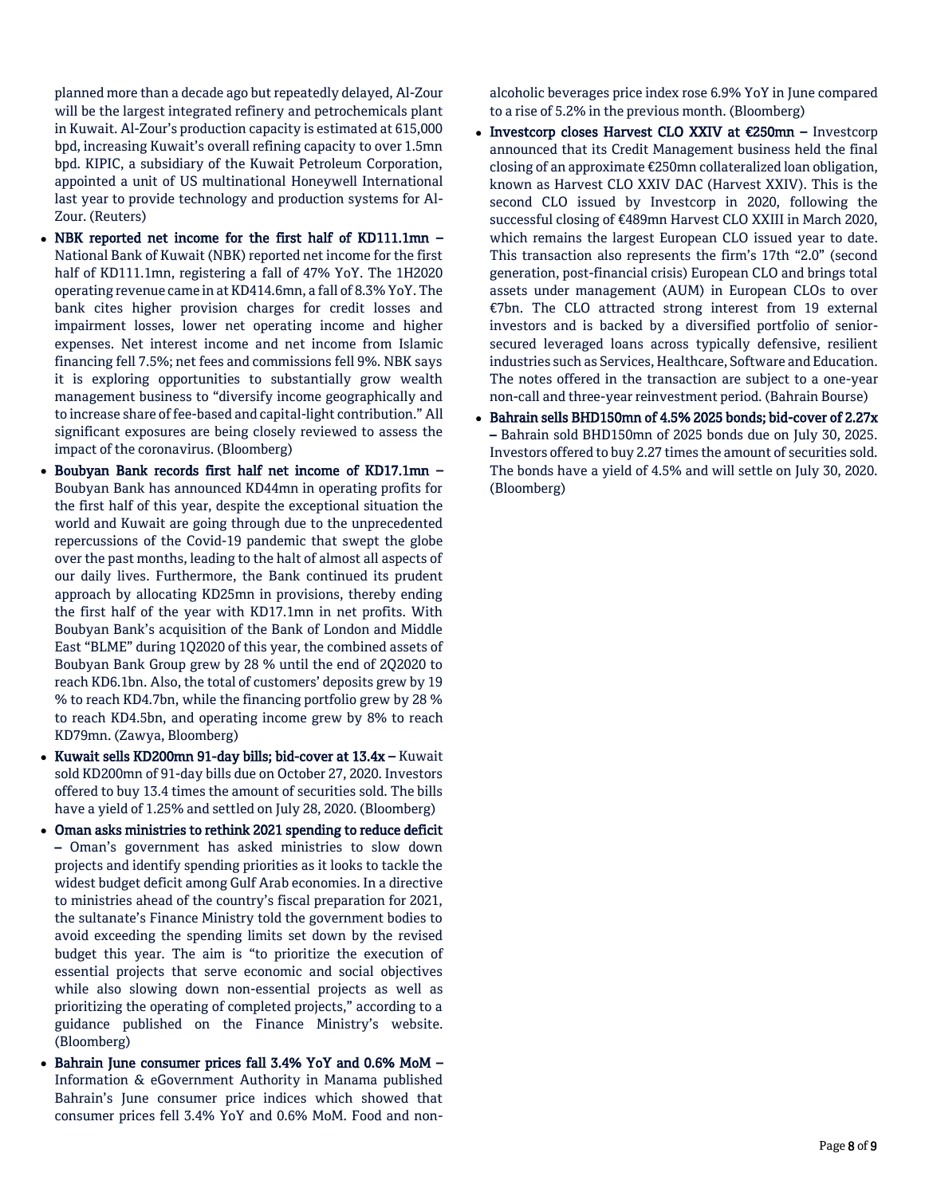planned more than a decade ago but repeatedly delayed, Al-Zour will be the largest integrated refinery and petrochemicals plant in Kuwait. Al-Zour's production capacity is estimated at 615,000 bpd, increasing Kuwait's overall refining capacity to over 1.5mn bpd. KIPIC, a subsidiary of the Kuwait Petroleum Corporation, appointed a unit of US multinational Honeywell International last year to provide technology and production systems for Al-Zour. (Reuters)

- **NBK reported net income for the first half of KD111.1mn –** National Bank of Kuwait (NBK) reported net income for the first half of KD111.1mn, registering a fall of 47% YoY. The 1H2020 operating revenue came in at KD414.6mn, a fall of 8.3% YoY. The bank cites higher provision charges for credit losses and impairment losses, lower net operating income and higher expenses. Net interest income and net income from Islamic financing fell 7.5%; net fees and commissions fell 9%. NBK says it is exploring opportunities to substantially grow wealth management business to "diversify income geographically and to increase share of fee-based and capital-light contribution." All significant exposures are being closely reviewed to assess the impact of the coronavirus. (Bloomberg)
- **Boubyan Bank records first half net income of KD17.1mn –** Boubyan Bank has announced KD44mn in operating profits for the first half of this year, despite the exceptional situation the world and Kuwait are going through due to the unprecedented repercussions of the Covid-19 pandemic that swept the globe over the past months, leading to the halt of almost all aspects of our daily lives. Furthermore, the Bank continued its prudent approach by allocating KD25mn in provisions, thereby ending the first half of the year with KD17.1mn in net profits. With Boubyan Bank's acquisition of the Bank of London and Middle East "BLME" during 1Q2020 of this year, the combined assets of Boubyan Bank Group grew by 28 % until the end of 2Q2020 to reach KD6.1bn. Also, the total of customers' deposits grew by 19 % to reach KD4.7bn, while the financing portfolio grew by 28 % to reach KD4.5bn, and operating income grew by 8% to reach KD79mn. (Zawya, Bloomberg)
- **Kuwait sells KD200mn 91-day bills; bid-cover at 13.4x –** Kuwait sold KD200mn of 91-day bills due on October 27, 2020. Investors offered to buy 13.4 times the amount of securities sold. The bills have a yield of 1.25% and settled on July 28, 2020. (Bloomberg)
- **Oman asks ministries to rethink 2021 spending to reduce deficit –** Oman's government has asked ministries to slow down projects and identify spending priorities as it looks to tackle the widest budget deficit among Gulf Arab economies. In a directive to ministries ahead of the country's fiscal preparation for 2021, the sultanate's Finance Ministry told the government bodies to avoid exceeding the spending limits set down by the revised budget this year. The aim is "to prioritize the execution of essential projects that serve economic and social objectives while also slowing down non-essential projects as well as prioritizing the operating of completed projects," according to a guidance published on the Finance Ministry's website. (Bloomberg)
- **Bahrain June consumer prices fall 3.4% YoY and 0.6% MoM –** Information & eGovernment Authority in Manama published Bahrain's June consumer price indices which showed that consumer prices fell 3.4% YoY and 0.6% MoM. Food and non-alcoholic beverages price index rose 6.9% YoY in June compared to a rise of 5.2% in the previous month. (Bloomberg)
- **Investcorp closes Harvest CLO XXIV at €250mn –** Investcorp announced that its Credit Management business held the final closing of an approximate €250mn collateralized loan obligation, known as Harvest CLO XXIV DAC (Harvest XXIV). This is the second CLO issued by Investcorp in 2020, following the successful closing of €489mn Harvest CLO XXIII in March 2020, which remains the largest European CLO issued year to date. This transaction also represents the firm's 17th "2.0" (second generation, post-financial crisis) European CLO and brings total assets under management (AUM) in European CLOs to over €7bn. The CLO attracted strong interest from 19 external investors and is backed by a diversified portfolio of senior-secured leveraged loans across typically defensive, resilient industries such as Services, Healthcare, Software and Education. The notes offered in the transaction are subject to a one-year non-call and three-year reinvestment period. (Bahrain Bourse)
- **Bahrain sells BHD150mn of 4.5% 2025 bonds; bid-cover of 2.27x –** Bahrain sold BHD150mn of 2025 bonds due on July 30, 2025. Investors offered to buy 2.27 times the amount of securities sold. The bonds have a yield of 4.5% and will settle on July 30, 2020. (Bloomberg)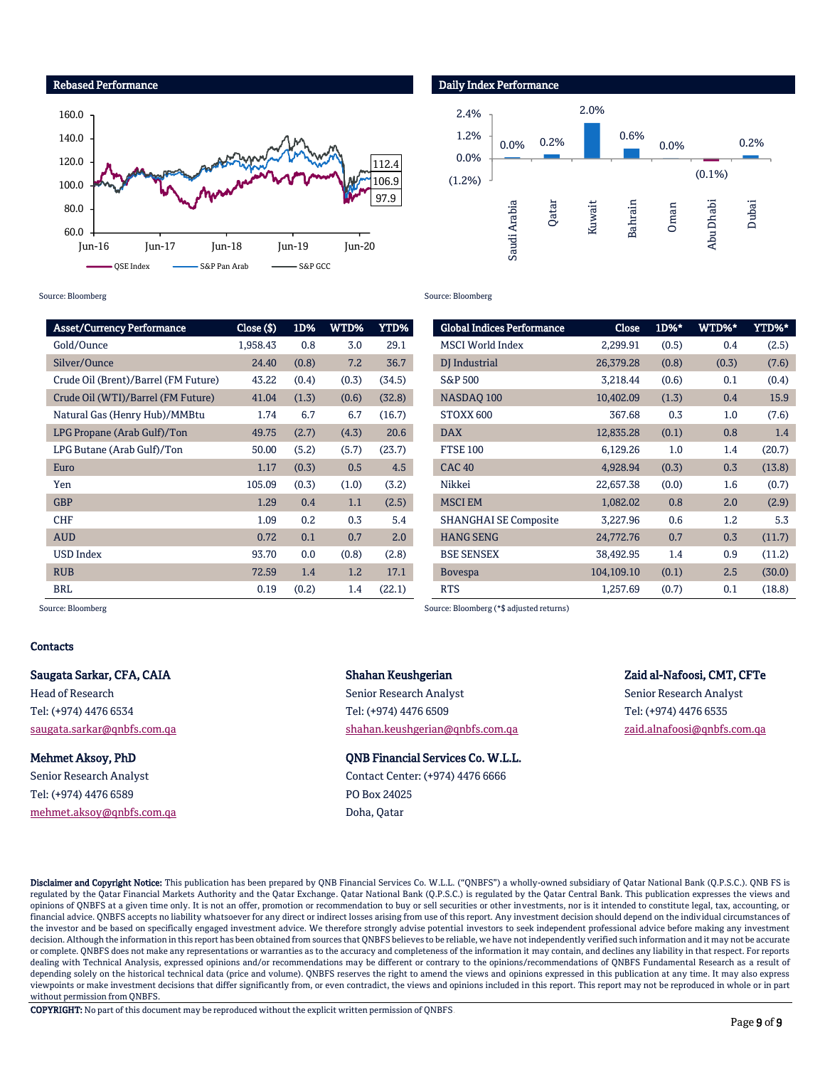**Rebased Performance**

160.0
140.0
120.0
100.0
80.0
60.0

Jun-16 Jun-17 Jun-18 Jun-19 Jun-20

112.4
106.9
97.9

QSE Index S&P Pan Arab S&P GCC

Source: Bloomberg

**Daily Index Performance**

2.4%
1.2%
0.0%
(1.2%)

0.0% 0.2% 2.0% 0.6% 0.0% (0.1%) 0.2%

Saudi Arabia Qatar Kuwait Bahrain Oman Abu Dhabi Dubai

Source: Bloomberg

| Asset/Currency Performance | Close ($) | 1D% | WTD% | YTD% |
|---|---|---|---|---|
| Gold/Ounce | 1,958.43 | 0.8 | 3.0 | 29.1 |
| Silver/Ounce | 24.40 | (0.8) | 7.2 | 36.7 |
| Crude Oil (Brent)/Barrel (FM Future) | 43.22 | (0.4) | (0.3) | (34.5) |
| Crude Oil (WTI)/Barrel (FM Future) | 41.04 | (1.3) | (0.6) | (32.8) |
| Natural Gas (Henry Hub)/MMBtu | 1.74 | 6.7 | 6.7 | (16.7) |
| LPG Propane (Arab Gulf)/Ton | 49.75 | (2.7) | (4.3) | 20.6 |
| LPG Butane (Arab Gulf)/Ton | 50.00 | (5.2) | (5.7) | (23.7) |
| Euro | 1.17 | (0.3) | 0.5 | 4.5 |
| Yen | 105.09 | (0.3) | (1.0) | (3.2) |
| GBP | 1.29 | 0.4 | 1.1 | (2.5) |
| CHF | 1.09 | 0.2 | 0.3 | 5.4 |
| AUD | 0.72 | 0.1 | 0.7 | 2.0 |
| USD Index | 93.70 | 0.0 | (0.8) | (2.8) |
| RUB | 72.59 | 1.4 | 1.2 | 17.1 |
| BRL | 0.19 | (0.2) | 1.4 | (22.1) |

Source: Bloomberg

| Global Indices Performance | Close | 1D%* | WTD%* | YTD%* |
|---|---|---|---|---|
| MSCI World Index | 2,299.91 | (0.5) | 0.4 | (2.5) |
| DJ Industrial | 26,379.28 | (0.8) | (0.3) | (7.6) |
| S&P 500 | 3,218.44 | (0.6) | 0.1 | (0.4) |
| NASDAQ 100 | 10,402.09 | (1.3) | 0.4 | 15.9 |
| STOXX 600 | 367.68 | 0.3 | 1.0 | (7.6) |
| DAX | 12,835.28 | (0.1) | 0.8 | 1.4 |
| FTSE 100 | 6,129.26 | 1.0 | 1.4 | (20.7) |
| CAC 40 | 4,928.94 | (0.3) | 0.3 | (13.8) |
| Nikkei | 22,657.38 | (0.0) | 1.6 | (0.7) |
| MSCI EM | 1,082.02 | 0.8 | 2.0 | (2.9) |
| SHANGHAI SE Composite | 3,227.96 | 0.6 | 1.2 | 5.3 |
| HANG SENG | 24,772.76 | 0.7 | 0.3 | (11.7) |
| BSE SENSEX | 38,492.95 | 1.4 | 0.9 | (11.2) |
| Bovespa | 104,109.10 | (0.1) | 2.5 | (30.0) |
| RTS | 1,257.69 | (0.7) | 0.1 | (18.8) |

Source: Bloomberg (*$ adjusted returns)

## Contacts

**Saugata Sarkar, CFA, CAIA**
Head of Research
Tel: (+974) 4476 6534
saugata.sarkar@qnbfs.com.qa

**Shahan Keushgerian**
Senior Research Analyst
Tel: (+974) 4476 6509
shahan.keushgerian@qnbfs.com.qa

**Zaid al-Nafoosi, CMT, CFTe**
Senior Research Analyst
Tel: (+974) 4476 6535
zaid.alnafoosi@qnbfs.com.qa

**Mehmet Aksoy, PhD**
Senior Research Analyst
Tel: (+974) 4476 6589
mehmet.aksoy@qnbfs.com.qa

**QNB Financial Services Co. W.L.L.**
Contact Center: (+974) 4476 6666
PO Box 24025
Doha, Qatar

**Disclaimer and Copyright Notice:** This publication has been prepared by QNB Financial Services Co. W.L.L. ("QNBFS") a wholly-owned subsidiary of Qatar National Bank (Q.P.S.C.). QNB FS is regulated by the Qatar Financial Markets Authority and the Qatar Exchange. Qatar National Bank (Q.P.S.C.) is regulated by the Qatar Central Bank. This publication expresses the views and opinions of QNBFS at a given time only. It is not an offer, promotion or recommendation to buy or sell securities or other investments, nor is it intended to constitute legal, tax, accounting, or financial advice. QNBFS accepts no liability whatsoever for any direct or indirect losses arising from use of this report. Any investment decision should depend on the individual circumstances of the investor and be based on specifically engaged investment advice. We therefore strongly advise potential investors to seek independent professional advice before making any investment decision. Although the information in this report has been obtained from sources that QNBFS believes to be reliable, we have not independently verified such information and it may not be accurate or complete. QNBFS does not make any representations or warranties as to the accuracy and completeness of the information it may contain, and declines any liability in that respect. For reports dealing with Technical Analysis, expressed opinions and/or recommendations may be different or contrary to the opinions/recommendations of QNBFS Fundamental Research as a result of depending solely on the historical technical data (price and volume). QNBFS reserves the right to amend the views and opinions expressed in this publication at any time. It may also express viewpoints or make investment decisions that differ significantly from, or even contradict, the views and opinions included in this report. This report may not be reproduced in whole or in part without permission from QNBFS.

**COPYRIGHT:** No part of this document may be reproduced without the explicit written permission of QNBFS